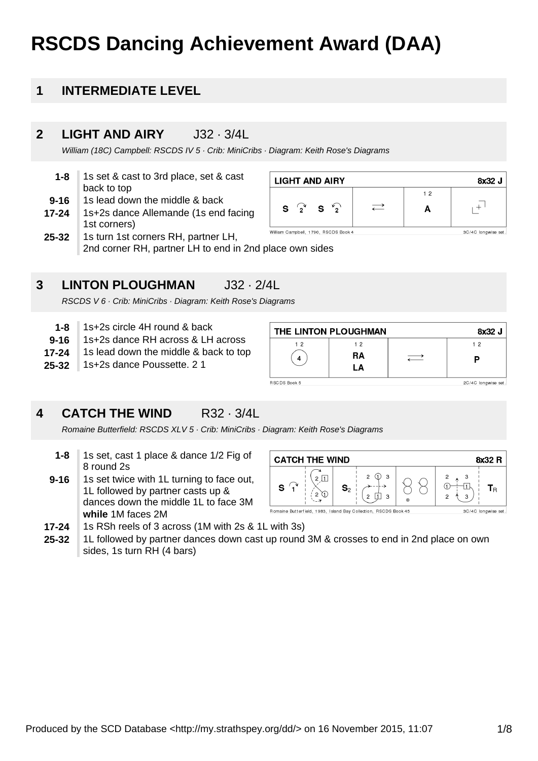# RSCDS Dancing Achievement Award (DAA)

## 1 INTRODUCTION LEVEL

## 2 LIGHT AND AIRY J32 · 3/4L

*William (18C) Campbell: RSCDS IV 5 · Crib: MiniCribs · Diagram: Keith Rose's Diagrams*

- **1-8** 1s set & cast to 3rd place, set & cast back to top
- **9-16** 1s lead down the middle & back
- **17-24** 1s+2s dance Allemande (1s end facing 1st corners)
- **25-32** 1s turn 1st corners RH, partner LH, 2nd corner RH, partner LH to end in 2nd place own sides

## 3 LINTON PLOUGHMAN J32 · 2/4L

*RSCDS V 6 · Crib: MiniCribs · Diagram: Keith Rose's Diagrams*

- **1-8** 1s+2s circle 4H round & back
- **9-16** 1s+2s dance RH across & LH across
- **17-24** 1s lead down the middle & back to top
- **25-32** 1s+2s dance Poussette. 2 1

## 4 CATCH THE WIND R32 · 3/4L

*Romaine Butterfield: RSCDS XLV 5 · Crib: MiniCribs · Diagram: Keith Rose's Diagrams*

- **1-8** 1s set, cast 1 place & dance 1/2 Fig of 8 round 2s
- **9-16** 1s set twice with 1L turning to face out, 1L followed by partner casts up & dances down the middle 1L to face 3M **while** 1M faces 2M
- **17-24** 1s RSh reels of 3 across (1M with 2s & 1L with 3s)
- **25-32** 1L followed by partner dances down cast up round 3M & crosses to end in 2nd place on own sides, 1s turn RH (4 bars)

Produced by the SCD Database <http://my.strathspey.org/dd/> on 16 November 2015, 11:07

# RSCDS Dancing Achievement Award (DAA)

## 1 INTERMEDIATE LEVEL

## 2 LIGHT AND AIRY J32 · 3/4L

*William (18C) Campbell: RSCDS IV 5 · Crib: MiniCribs · Diagram: Keith Rose's Diagrams*

- **1-8** 1s set & cast to 3rd place, set & cast back to top
- **9-16** 1s lead down the middle & back
- **17-24** 1s+2s dance Allemande (1s end facing 1st corners)
- **25-32** 1s turn 1st corners RH, partner LH, 2nd corner RH, partner LH to end in 2nd place own sides

## 3 LINTON PLOUGHMAN J32 · 2/4L

*RSCDS V 6 · Crib: MiniCribs · Diagram: Keith Rose's Diagrams*

- **1-8** 1s+2s circle 4H round & back
- **9-16** 1s+2s dance RH across & LH across
- **17-24** 1s lead down the middle & back to top
- **25-32** 1s+2s dance Poussette. 2 1

## 4 CATCH THE WIND R32 · 3/4L

*Romaine Butterfield: RSCDS XLV 5 · Crib: MiniCribs · Diagram: Keith Rose's Diagrams*

- **1-8** 1s set, cast 1 place & dance 1/2 Fig of 8 round 2s
- **9-16** 1s set twice with 1L turning to face out, 1L followed by partner casts up & dances down the middle 1L to face 3M **while** 1M faces 2M
- **17-24** 1s RSh reels of 3 across (1M with 2s & 1L with 3s)
- **25-32** 1L followed by partner dances down cast up round 3M & crosses to end in 2nd place on own sides, 1s turn RH (4 bars)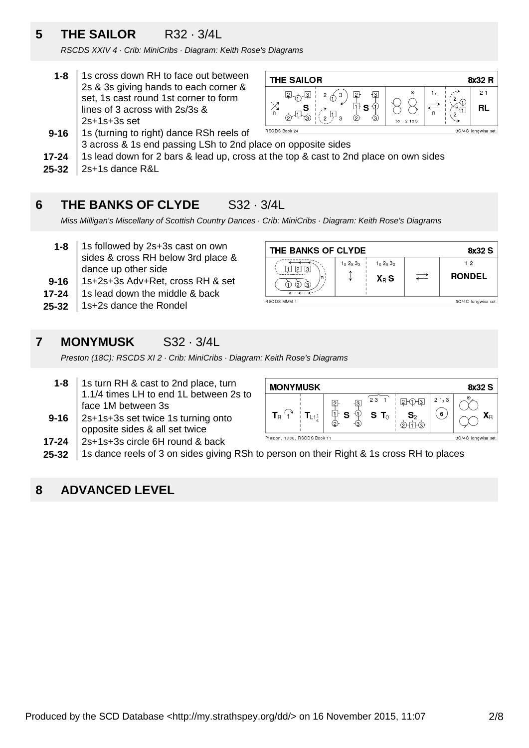## 5 THE SAILOR R32 · 3/4L

*RSCDS XXIV 4 · Crib: MiniCribs · Diagram: Keith Rose's Diagrams*

- **1-8** 1s cross down RH to face out between 2s & 3s giving hands to each corner & set, 1s cast round 1st corner to form lines of 3 across with 2s/3s & 2s+1s+3s set
- **9-16** 1s (turning to right) dance RSh reels of 3 across & 1s end passing LSh to 2nd place on opposite sides
- **17-24** 1s lead down for 2 bars & lead up, cross at the top & cast to 2nd place on own sides
- **25-32** 2s+1s dance R&L

## 6 THE BANKS OF CLYDE S32 · 3/4L

*Miss Milligan's Miscellany of Scottish Country Dances · Crib: MiniCribs · Diagram: Keith Rose's Diagrams*

- **1-8** 1s followed by 2s+3s cast on own sides & cross RH below 3rd place & dance up other side
- **9-16** 1s+2s+3s Adv+Ret, cross RH & set
- **17-24** 1s lead down the middle & back
- **25-32** 1s+2s dance the Rondel

## 7 MONYMUSK S32 · 3/4L

*Preston (18C): RSCDS XI 2 · Crib: MiniCribs · Diagram: Keith Rose's Diagrams*

- **1-8** 1s turn RH & cast to 2nd place, turn 1.1/4 times LH to end 1L between 2s to face 1M between 3s
- **9-16** 2s+1s+3s set twice 1s turning onto opposite sides & all set twice
- **17-24** 2s+1s+3s circle 6H round & back
- **25-32** 1s dance reels of 3 on sides giving RSh to person on their Right & 1s cross RH to places

## 8 ADVANCED LEVEL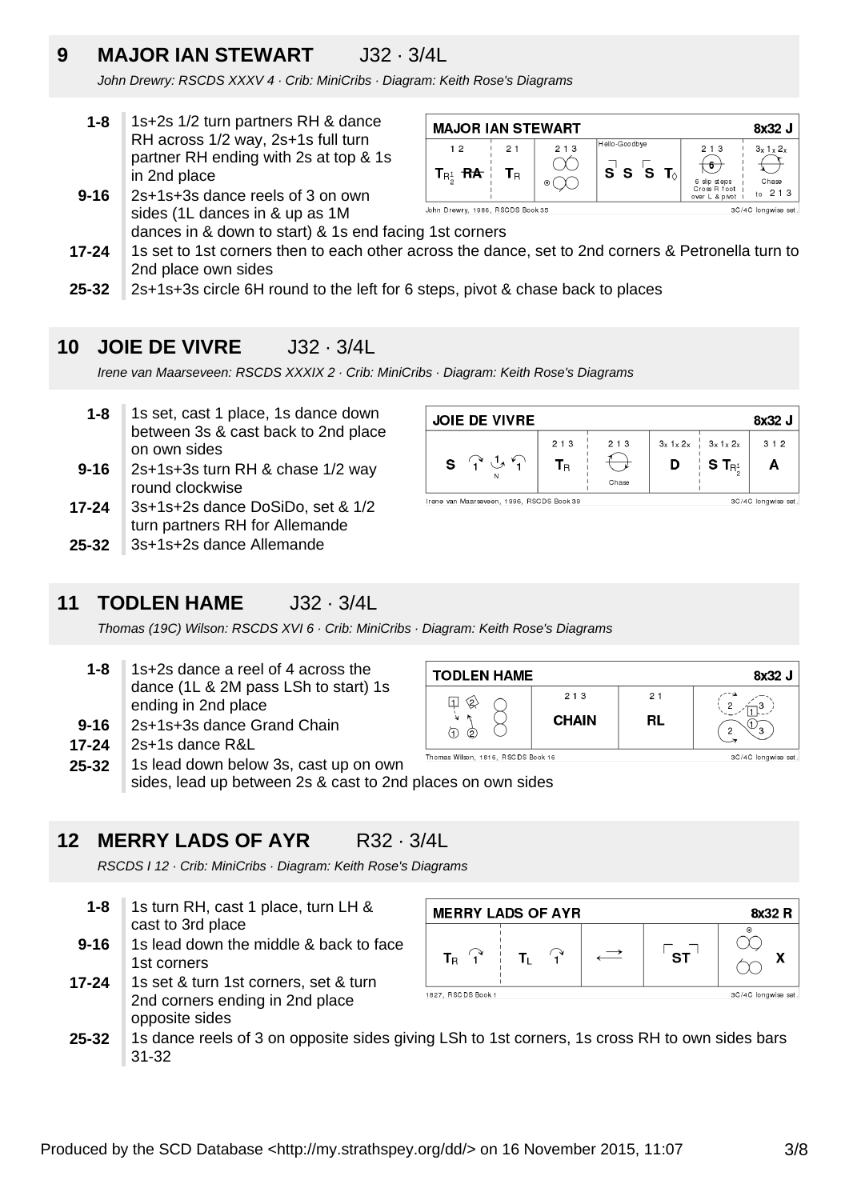## 9 MAJOR IAN STEWART J32 · 3/4L

*John Drewry: RSCDS XXXV 4 · Crib: MiniCribs · Diagram: Keith Rose's Diagrams*

| Bars | Description |
|---|---|
| 1-8 | 1s+2s 1/2 turn partners RH & dance RH across 1/2 way, 2s+1s full turn partner RH ending with 2s at top & 1s in 2nd place |
| 9-16 | 2s+1s+3s dance reels of 3 on own sides (1L dances in & up as 1M dances in & down to start) & 1s end facing 1st corners |
| 17-24 | 1s set to 1st corners then to each other across the dance, set to 2nd corners & Petronella turn to 2nd place own sides |
| 25-32 | 2s+1s+3s circle 6H round to the left for 6 steps, pivot & chase back to places |

## 10 JOIE DE VIVRE J32 · 3/4L

*Irene van Maarseveen: RSCDS XXXIX 2 · Crib: MiniCribs · Diagram: Keith Rose's Diagrams*

| Bars | Description |
|---|---|
| 1-8 | 1s set, cast 1 place, 1s dance down between 3s & cast back to 2nd place on own sides |
| 9-16 | 2s+1s+3s turn RH & chase 1/2 way round clockwise |
| 17-24 | 3s+1s+2s dance DoSiDo, set & 1/2 turn partners RH for Allemande |
| 25-32 | 3s+1s+2s dance Allemande |

## 11 TODLEN HAME J32 · 3/4L

*Thomas (19C) Wilson: RSCDS XVI 6 · Crib: MiniCribs · Diagram: Keith Rose's Diagrams*

| Bars | Description |
|---|---|
| 1-8 | 1s+2s dance a reel of 4 across the dance (1L & 2M pass LSh to start) 1s ending in 2nd place |
| 9-16 | 2s+1s+3s dance Grand Chain |
| 17-24 | 2s+1s dance R&L |
| 25-32 | 1s lead down below 3s, cast up on own sides, lead up between 2s & cast to 2nd places on own sides |

## 12 MERRY LADS OF AYR R32 · 3/4L

*RSCDS I 12 · Crib: MiniCribs · Diagram: Keith Rose's Diagrams*

| Bars | Description |
|---|---|
| 1-8 | 1s turn RH, cast 1 place, turn LH & cast to 3rd place |
| 9-16 | 1s lead down the middle & back to face 1st corners |
| 17-24 | 1s set & turn 1st corners, set & turn 2nd corners ending in 2nd place opposite sides |
| 25-32 | 1s dance reels of 3 on opposite sides giving LSh to 1st corners, 1s cross RH to own sides bars 31-32 |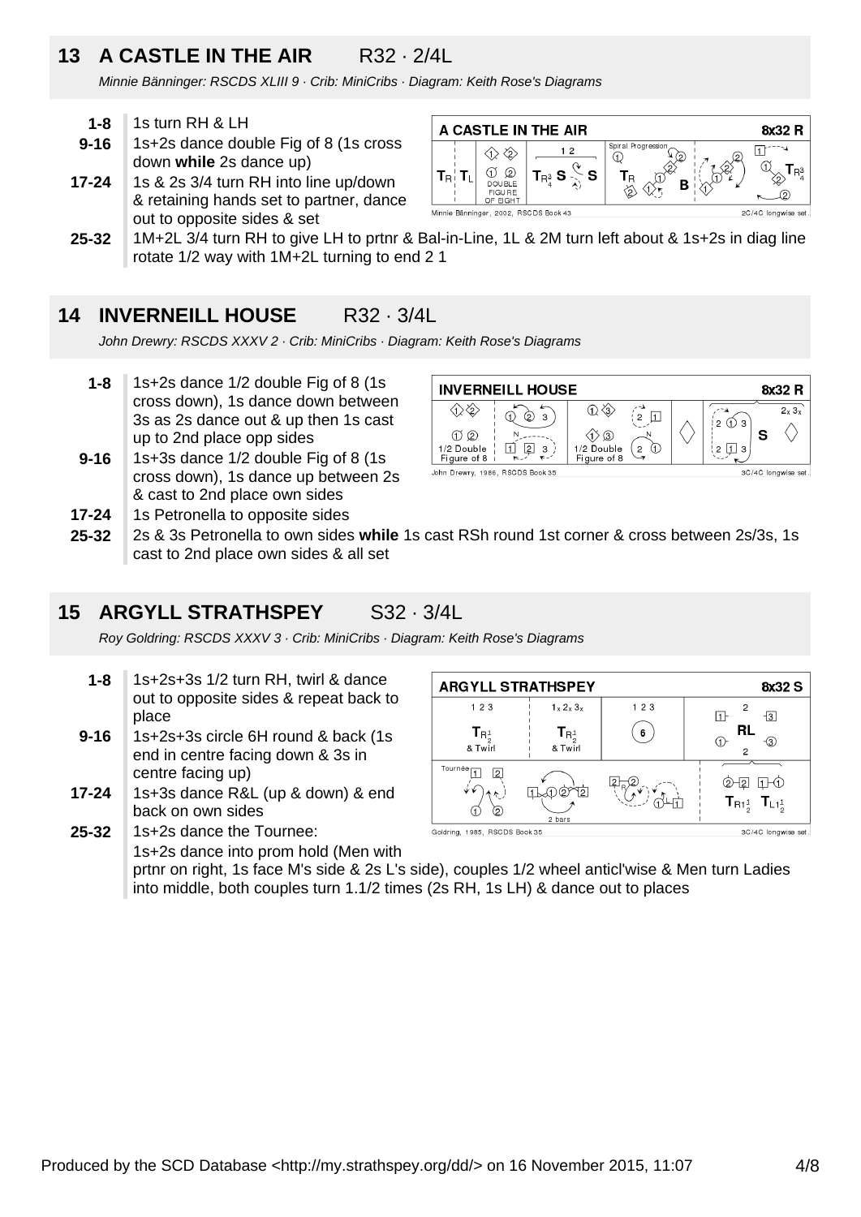## 13 A CASTLE IN THE AIR R32 · 2/4L

*Minnie Bänninger: RSCDS XLIII 9 · Crib: MiniCribs · Diagram: Keith Rose's Diagrams*

**1-8** 1s turn RH & LH

**9-16** 1s+2s dance double Fig of 8 (1s cross down **while** 2s dance up)

**17-24** 1s & 2s 3/4 turn RH into line up/down & retaining hands set to partner, dance out to opposite sides & set

**25-32** 1M+2L 3/4 turn RH to give LH to prtnr & Bal-in-Line, 1L & 2M turn left about & 1s+2s in diag line rotate 1/2 way with 1M+2L turning to end 2 1

## 14 INVERNEILL HOUSE R32 · 3/4L

*John Drewry: RSCDS XXXV 2 · Crib: MiniCribs · Diagram: Keith Rose's Diagrams*

**1-8** 1s+2s dance 1/2 double Fig of 8 (1s cross down), 1s dance down between 3s as 2s dance out & up then 1s cast up to 2nd place opp sides

**9-16** 1s+3s dance 1/2 double Fig of 8 (1s cross down), 1s dance up between 2s & cast to 2nd place own sides

**17-24** 1s Petronella to opposite sides

**25-32** 2s & 3s Petronella to own sides **while** 1s cast RSh round 1st corner & cross between 2s/3s, 1s cast to 2nd place own sides & all set

## 15 ARGYLL STRATHSPEY S32 · 3/4L

*Roy Goldring: RSCDS XXXV 3 · Crib: MiniCribs · Diagram: Keith Rose's Diagrams*

**1-8** 1s+2s+3s 1/2 turn RH, twirl & dance out to opposite sides & repeat back to place

**9-16** 1s+2s+3s circle 6H round & back (1s end in centre facing down & 3s in centre facing up)

**17-24** 1s+3s dance R&L (up & down) & end back on own sides

**25-32** 1s+2s dance the Tournee:
1s+2s dance into prom hold (Men with prtnr on right, 1s face M's side & 2s L's side), couples 1/2 wheel anticl'wise & Men turn Ladies into middle, both couples turn 1.1/2 times (2s RH, 1s LH) & dance out to places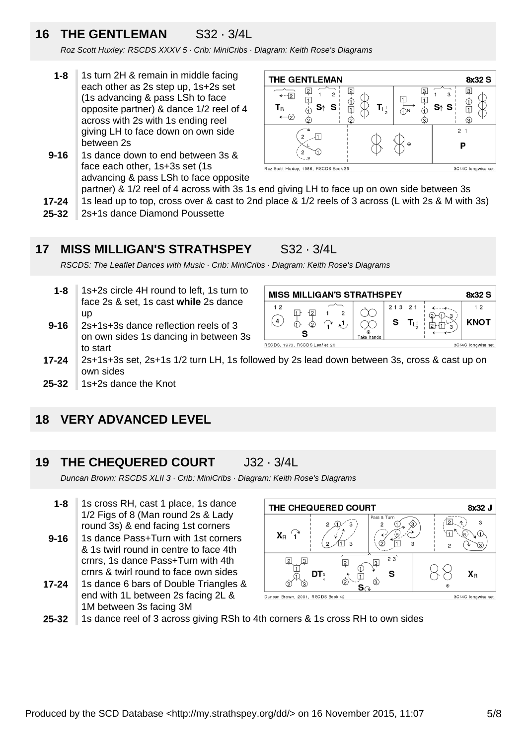## 16 THE GENTLEMAN S32 · 3/4L

*Roz Scott Huxley: RSCDS XXXV 5 · Crib: MiniCribs · Diagram: Keith Rose's Diagrams*

- **1-8** 1s turn 2H & remain in middle facing each other as 2s step up, 1s+2s set (1s advancing & pass LSh to face opposite partner) & dance 1/2 reel of 4 across with 2s with 1s ending reel giving LH to face down on own side between 2s
- **9-16** 1s dance down to end between 3s & face each other, 1s+3s set (1s advancing & pass LSh to face opposite partner) & 1/2 reel of 4 across with 3s 1s end giving LH to face up on own side between 3s
- **17-24** 1s lead up to top, cross over & cast to 2nd place & 1/2 reels of 3 across (L with 2s & M with 3s)
- **25-32** 2s+1s dance Diamond Poussette

## 17 MISS MILLIGAN'S STRATHSPEY S32 · 3/4L

*RSCDS: The Leaflet Dances with Music · Crib: MiniCribs · Diagram: Keith Rose's Diagrams*

- **1-8** 1s+2s circle 4H round to left, 1s turn to face 2s & set, 1s cast **while** 2s dance up
- **9-16** 2s+1s+3s dance reflection reels of 3 on own sides 1s dancing in between 3s to start
- **17-24** 2s+1s+3s set, 2s+1s 1/2 turn LH, 1s followed by 2s lead down between 3s, cross & cast up on own sides
- **25-32** 1s+2s dance the Knot

## 18 VERY ADVANCED LEVEL

## 19 THE CHEQUERED COURT J32 · 3/4L

*Duncan Brown: RSCDS XLII 3 · Crib: MiniCribs · Diagram: Keith Rose's Diagrams*

- **1-8** 1s cross RH, cast 1 place, 1s dance 1/2 Figs of 8 (Man round 2s & Lady round 3s) & end facing 1st corners
- **9-16** 1s dance Pass+Turn with 1st corners & 1s twirl round in centre to face 4th crnrs, 1s dance Pass+Turn with 4th crnrs & twirl round to face own sides
- **17-24** 1s dance 6 bars of Double Triangles & end with 1L between 2s facing 2L & 1M between 3s facing 3M
- **25-32** 1s dance reel of 3 across giving RSh to 4th corners & 1s cross RH to own sides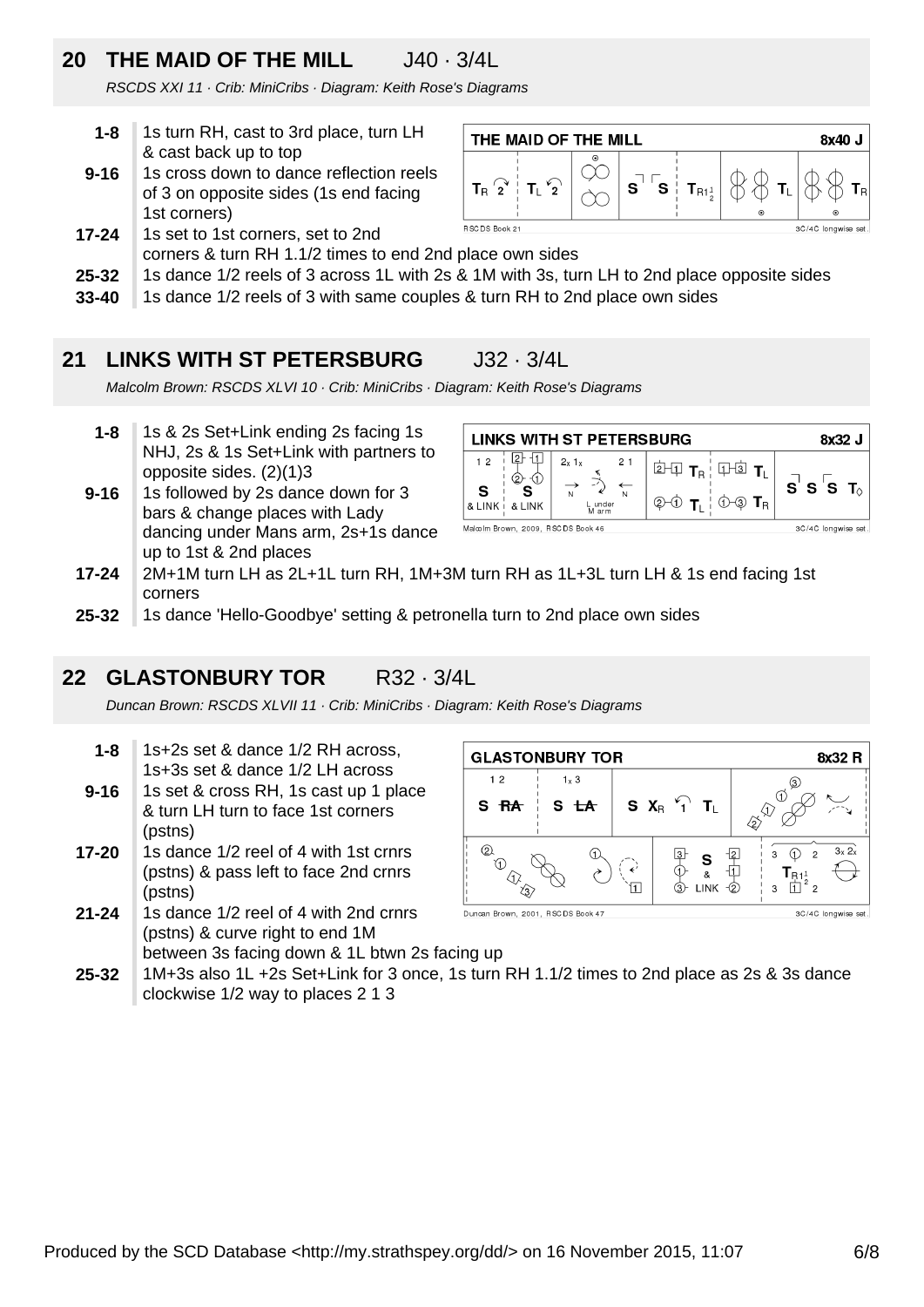## 20 THE MAID OF THE MILL J40 · 3/4L

*RSCDS XXI 11 · Crib: MiniCribs · Diagram: Keith Rose's Diagrams*

- **1-8** 1s turn RH, cast to 3rd place, turn LH & cast back up to top
- **9-16** 1s cross down to dance reflection reels of 3 on opposite sides (1s end facing 1st corners)
- **17-24** 1s set to 1st corners, set to 2nd corners & turn RH 1.1/2 times to end 2nd place own sides
- **25-32** 1s dance 1/2 reels of 3 across 1L with 2s & 1M with 3s, turn LH to 2nd place opposite sides
- **33-40** 1s dance 1/2 reels of 3 with same couples & turn RH to 2nd place own sides

## 21 LINKS WITH ST PETERSBURG J32 · 3/4L

*Malcolm Brown: RSCDS XLVI 10 · Crib: MiniCribs · Diagram: Keith Rose's Diagrams*

- **1-8** 1s & 2s Set+Link ending 2s facing 1s NHJ, 2s & 1s Set+Link with partners to opposite sides. (2)(1)3
- **9-16** 1s followed by 2s dance down for 3 bars & change places with Lady dancing under Mans arm, 2s+1s dance up to 1st & 2nd places
- **17-24** 2M+1M turn LH as 2L+1L turn RH, 1M+3M turn RH as 1L+3L turn LH & 1s end facing 1st corners
- **25-32** 1s dance 'Hello-Goodbye' setting & petronella turn to 2nd place own sides

## 22 GLASTONBURY TOR R32 · 3/4L

*Duncan Brown: RSCDS XLVII 11 · Crib: MiniCribs · Diagram: Keith Rose's Diagrams*

- **1-8** 1s+2s set & dance 1/2 RH across, 1s+3s set & dance 1/2 LH across
- **9-16** 1s set & cross RH, 1s cast up 1 place & turn LH turn to face 1st corners (pstns)
- **17-20** 1s dance 1/2 reel of 4 with 1st crnrs (pstns) & pass left to face 2nd crnrs (pstns)
- **21-24** 1s dance 1/2 reel of 4 with 2nd crnrs (pstns) & curve right to end 1M between 3s facing down & 1L btwn 2s facing up
- **25-32** 1M+3s also 1L +2s Set+Link for 3 once, 1s turn RH 1.1/2 times to 2nd place as 2s & 3s dance clockwise 1/2 way to places 2 1 3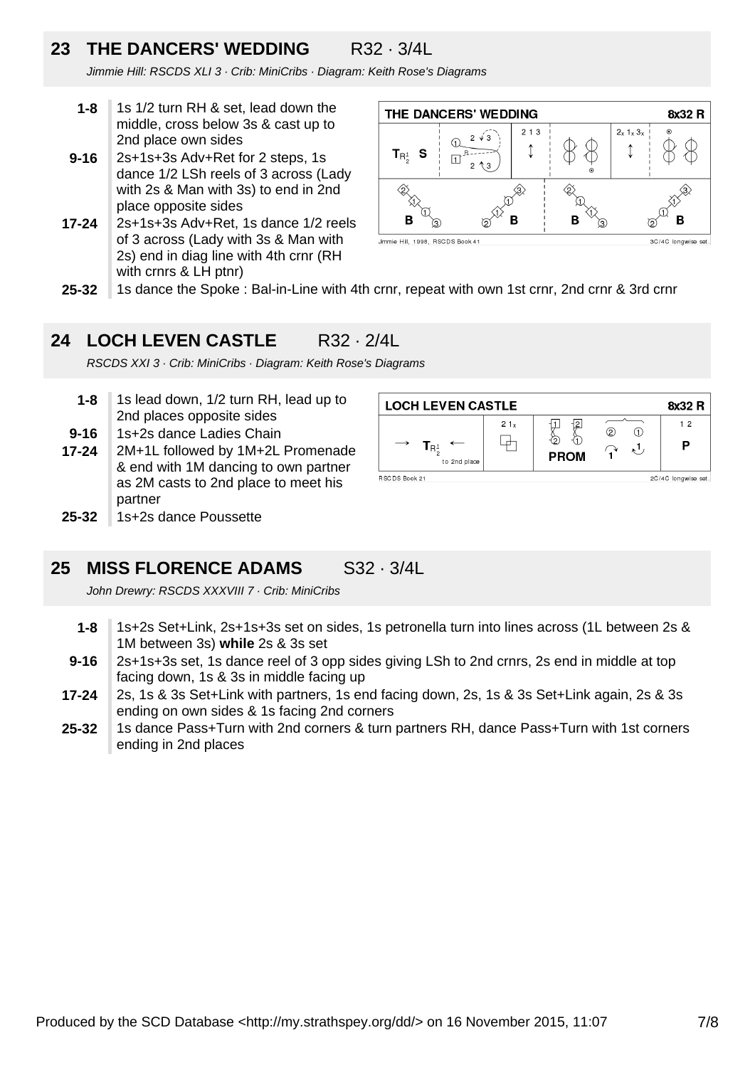## 23 THE DANCERS' WEDDING R32 · 3/4L

*Jimmie Hill: RSCDS XLI 3 · Crib: MiniCribs · Diagram: Keith Rose's Diagrams*

- **1-8** 1s 1/2 turn RH & set, lead down the middle, cross below 3s & cast up to 2nd place own sides
- **9-16** 2s+1s+3s Adv+Ret for 2 steps, 1s dance 1/2 LSh reels of 3 across (Lady with 2s & Man with 3s) to end in 2nd place opposite sides
- **17-24** 2s+1s+3s Adv+Ret, 1s dance 1/2 reels of 3 across (Lady with 3s & Man with 2s) end in diag line with 4th crnr (RH with crnrs & LH ptnr)
- **25-32** 1s dance the Spoke : Bal-in-Line with 4th crnr, repeat with own 1st crnr, 2nd crnr & 3rd crnr

## 24 LOCH LEVEN CASTLE R32 · 2/4L

*RSCDS XXI 3 · Crib: MiniCribs · Diagram: Keith Rose's Diagrams*

- **1-8** 1s lead down, 1/2 turn RH, lead up to 2nd places opposite sides
- **9-16** 1s+2s dance Ladies Chain
- **17-24** 2M+1L followed by 1M+2L Promenade & end with 1M dancing to own partner as 2M casts to 2nd place to meet his partner
- **25-32** 1s+2s dance Poussette

## 25 MISS FLORENCE ADAMS S32 · 3/4L

*John Drewry: RSCDS XXXVIII 7 · Crib: MiniCribs*

- **1-8** 1s+2s Set+Link, 2s+1s+3s set on sides, 1s petronella turn into lines across (1L between 2s & 1M between 3s) **while** 2s & 3s set
- **9-16** 2s+1s+3s set, 1s dance reel of 3 opp sides giving LSh to 2nd crnrs, 2s end in middle at top facing down, 1s & 3s in middle facing up
- **17-24** 2s, 1s & 3s Set+Link with partners, 1s end facing down, 2s, 1s & 3s Set+Link again, 2s & 3s ending on own sides & 1s facing 2nd corners
- **25-32** 1s dance Pass+Turn with 2nd corners & turn partners RH, dance Pass+Turn with 1st corners ending in 2nd places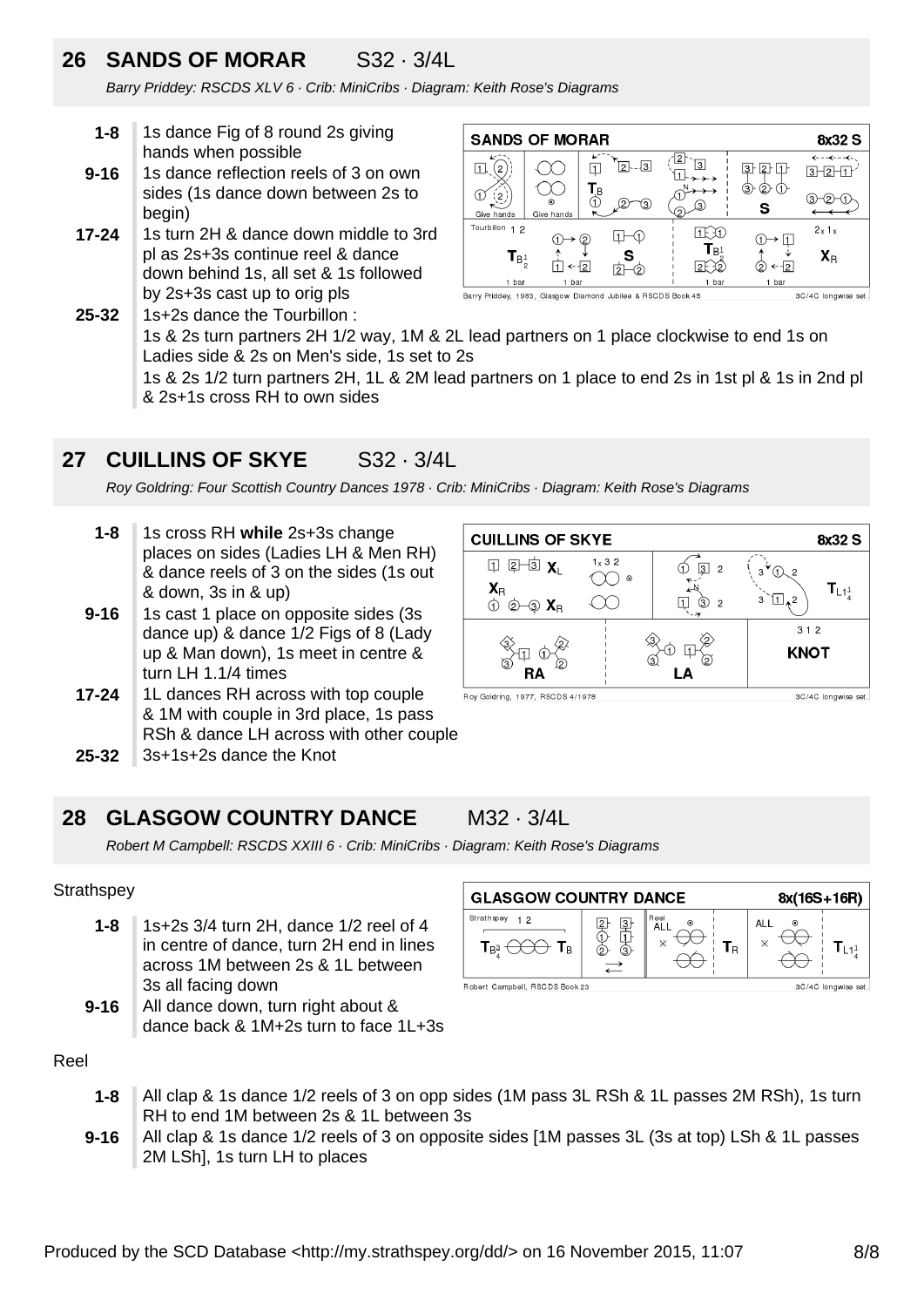## 26 SANDS OF MORAR S32 · 3/4L

*Barry Priddey: RSCDS XLV 6 · Crib: MiniCribs · Diagram: Keith Rose's Diagrams*

- **1-8** 1s dance Fig of 8 round 2s giving hands when possible
- **9-16** 1s dance reflection reels of 3 on own sides (1s dance down between 2s to begin)
- **17-24** 1s turn 2H & dance down middle to 3rd pl as 2s+3s continue reel & dance down behind 1s, all set & 1s followed by 2s+3s cast up to orig pls
- **25-32** 1s+2s dance the Tourbillon :

  1s & 2s turn partners 2H 1/2 way, 1M & 2L lead partners on 1 place clockwise to end 1s on Ladies side & 2s on Men's side, 1s set to 2s

  1s & 2s 1/2 turn partners 2H, 1L & 2M lead partners on 1 place to end 2s in 1st pl & 1s in 2nd pl & 2s+1s cross RH to own sides

SANDS OF MORAR 8x32 S

Barry Priddey, 1983, Glasgow Diamond Jubilee & RSCDS Book 45 3C/4C longwise set.

## 27 CUILLINS OF SKYE S32 · 3/4L

*Roy Goldring: Four Scottish Country Dances 1978 · Crib: MiniCribs · Diagram: Keith Rose's Diagrams*

- **1-8** 1s cross RH **while** 2s+3s change places on sides (Ladies LH & Men RH) & dance reels of 3 on the sides (1s out & down, 3s in & up)
- **9-16** 1s cast 1 place on opposite sides (3s dance up) & dance 1/2 Figs of 8 (Lady up & Man down), 1s meet in centre & turn LH 1.1/4 times
- **17-24** 1L dances RH across with top couple & 1M with couple in 3rd place, 1s pass RSh & dance LH across with other couple
- **25-32** 3s+1s+2s dance the Knot

CUILLINS OF SKYE 8x32 S

Roy Goldring, 1977, RSCDS 4/1978 3C/4C longwise set.

## 28 GLASGOW COUNTRY DANCE M32 · 3/4L

*Robert M Campbell: RSCDS XXIII 6 · Crib: MiniCribs · Diagram: Keith Rose's Diagrams*

Strathspey

- **1-8** 1s+2s 3/4 turn 2H, dance 1/2 reel of 4 in centre of dance, turn 2H end in lines across 1M between 2s & 1L between 3s all facing down
- **9-16** All dance down, turn right about & dance back & 1M+2s turn to face 1L+3s

Reel

- **1-8** All clap & 1s dance 1/2 reels of 3 on opp sides (1M pass 3L RSh & 1L passes 2M RSh), 1s turn RH to end 1M between 2s & 1L between 3s
- **9-16** All clap & 1s dance 1/2 reels of 3 on opposite sides [1M passes 3L (3s at top) LSh & 1L passes 2M LSh], 1s turn LH to places

GLASGOW COUNTRY DANCE 8x(16S+16R)

Robert Campbell, RSCDS Book 23 3C/4C longwise set.

Produced by the SCD Database <http://my.strathspey.org/dd/> on 16 November 2015, 11:07